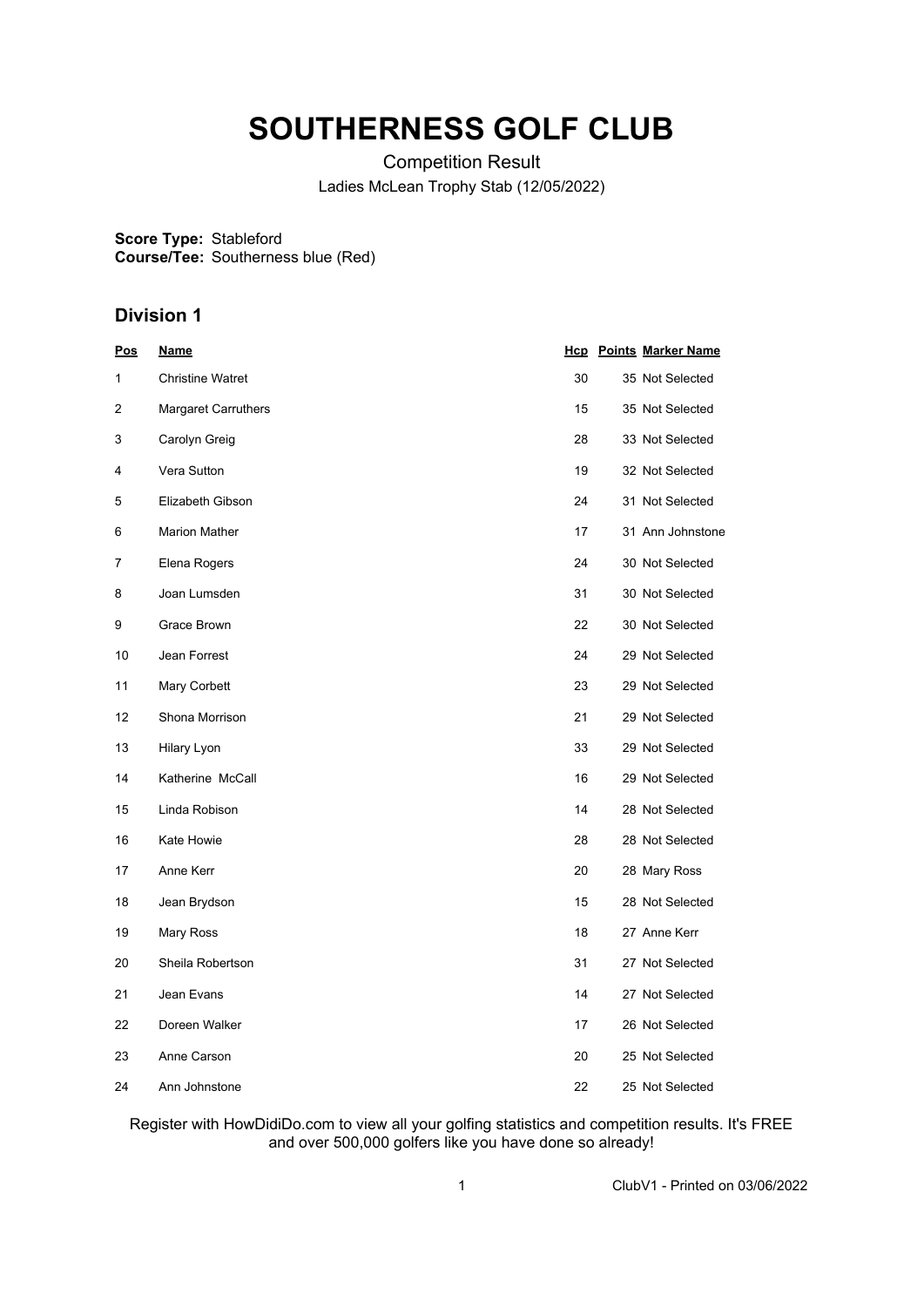# SOUTHERNESS GOLF CLUB

Competition Result

Ladies McLean Trophy Stab (12/05/2022)

**Score Type:** Stableford
**Course/Tee:** Southerness blue (Red)

## Division 1

| Pos | Name | Hcp | Points | Marker Name |
|---|---|---|---|---|
| 1 | Christine Watret | 30 | 35 | Not Selected |
| 2 | Margaret Carruthers | 15 | 35 | Not Selected |
| 3 | Carolyn Greig | 28 | 33 | Not Selected |
| 4 | Vera Sutton | 19 | 32 | Not Selected |
| 5 | Elizabeth Gibson | 24 | 31 | Not Selected |
| 6 | Marion Mather | 17 | 31 | Ann Johnstone |
| 7 | Elena Rogers | 24 | 30 | Not Selected |
| 8 | Joan Lumsden | 31 | 30 | Not Selected |
| 9 | Grace Brown | 22 | 30 | Not Selected |
| 10 | Jean Forrest | 24 | 29 | Not Selected |
| 11 | Mary Corbett | 23 | 29 | Not Selected |
| 12 | Shona Morrison | 21 | 29 | Not Selected |
| 13 | Hilary Lyon | 33 | 29 | Not Selected |
| 14 | Katherine McCall | 16 | 29 | Not Selected |
| 15 | Linda Robison | 14 | 28 | Not Selected |
| 16 | Kate Howie | 28 | 28 | Not Selected |
| 17 | Anne Kerr | 20 | 28 | Mary Ross |
| 18 | Jean Brydson | 15 | 28 | Not Selected |
| 19 | Mary Ross | 18 | 27 | Anne Kerr |
| 20 | Sheila Robertson | 31 | 27 | Not Selected |
| 21 | Jean Evans | 14 | 27 | Not Selected |
| 22 | Doreen Walker | 17 | 26 | Not Selected |
| 23 | Anne Carson | 20 | 25 | Not Selected |
| 24 | Ann Johnstone | 22 | 25 | Not Selected |

Register with HowDidiDo.com to view all your golfing statistics and competition results. It's FREE and over 500,000 golfers like you have done so already!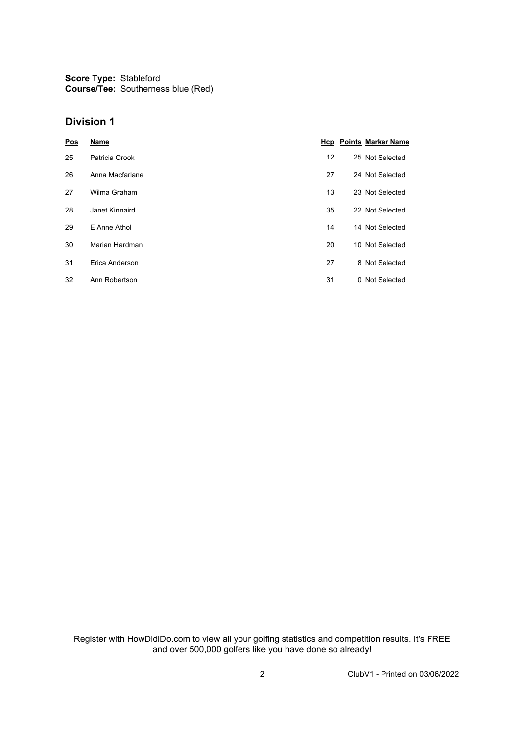**Score Type:** Stableford
**Course/Tee:** Southerness blue (Red)

## Division 1

| Pos | Name | Hcp | Points | Marker Name |
|---|---|---|---|---|
| 25 | Patricia Crook | 12 | 25 | Not Selected |
| 26 | Anna Macfarlane | 27 | 24 | Not Selected |
| 27 | Wilma Graham | 13 | 23 | Not Selected |
| 28 | Janet Kinnaird | 35 | 22 | Not Selected |
| 29 | E Anne Athol | 14 | 14 | Not Selected |
| 30 | Marian Hardman | 20 | 10 | Not Selected |
| 31 | Erica Anderson | 27 | 8 | Not Selected |
| 32 | Ann Robertson | 31 | 0 | Not Selected |

Register with HowDidiDo.com to view all your golfing statistics and competition results. It's FREE and over 500,000 golfers like you have done so already!

ClubV1 - Printed on 03/06/2022